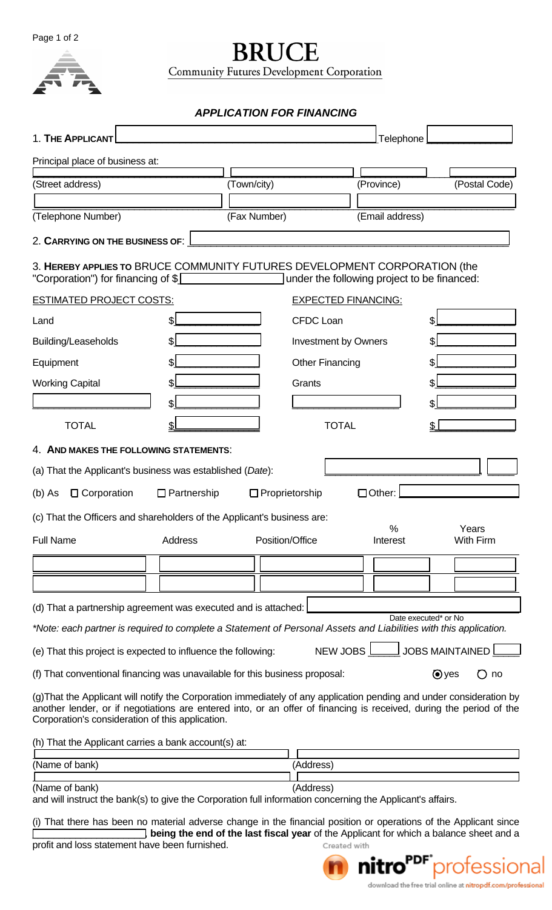# BRUCE

Community Futures Development Corporation

## *APPLICATION FOR FINANCING*

1. **THE APPLICANT** ____________________ Telephone ____________

Principal place of business at:

| (Street address) | (Town/city) | (Province) | (Postal Code) |
|---|---|---|---|
| | | | |

| (Telephone Number) | (Fax Number) | (Email address) |
|---|---|---|
| | | |

2. **CARRYING ON THE BUSINESS OF**: ____________________

3. **HEREBY APPLIES TO** BRUCE COMMUNITY FUTURES DEVELOPMENT CORPORATION (the "Corporation") for financing of $__________ under the following project to be financed:

| ESTIMATED PROJECT COSTS: | | EXPECTED FINANCING: | |
|---|---|---|---|
| Land | $ | CFDC Loan | $ |
| Building/Leaseholds | $ | Investment by Owners | $ |
| Equipment | $ | Other Financing | $ |
| Working Capital | $ | Grants | $ |
| __________ | $ | __________ | $ |
| TOTAL | $ | TOTAL | $ |

4. **AND MAKES THE FOLLOWING STATEMENTS**:

(a) That the Applicant's business was established (*Date*): ____________, ____

(b) As ☐ Corporation ☐ Partnership ☐ Proprietorship ☐ Other: __________

(c) That the Officers and shareholders of the Applicant's business are:

| Full Name | Address | Position/Office | % Interest | Years With Firm |
|---|---|---|---|---|
| | | | | |
| | | | | |

(d) That a partnership agreement was executed and is attached: ____________________
Date executed* or No

*\*Note: each partner is required to complete a Statement of Personal Assets and Liabilities with this application.*

(e) That this project is expected to influence the following: NEW JOBS ______ JOBS MAINTAINED ______

(f) That conventional financing was unavailable for this business proposal: ◉ yes ○ no

(g) That the Applicant will notify the Corporation immediately of any application pending and under consideration by another lender, or if negotiations are entered into, or an offer of financing is received, during the period of the Corporation's consideration of this application.

(h) That the Applicant carries a bank account(s) at:

| (Name of bank) | (Address) |
|---|---|
| | |
| (Name of bank) | (Address) |
| | |

and will instruct the bank(s) to give the Corporation full information concerning the Applicant's affairs.

(i) That there has been no material adverse change in the financial position or operations of the Applicant since ____________ **being the end of the last fiscal year** of the Applicant for which a balance sheet and a profit and loss statement have been furnished.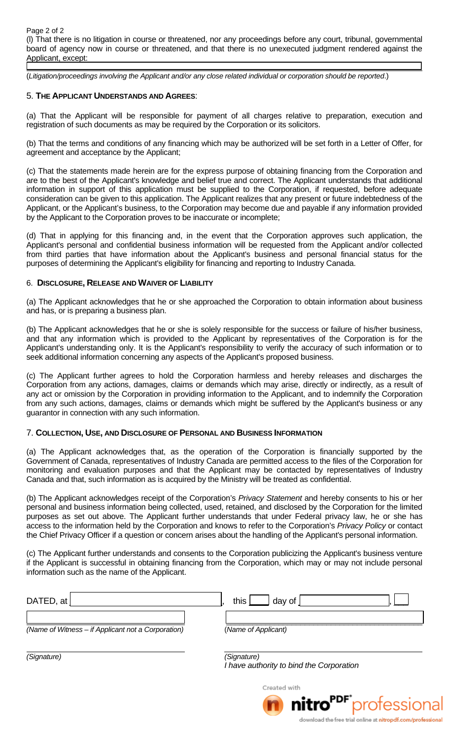(l) That there is no litigation in course or threatened, nor any proceedings before any court, tribunal, governmental board of agency now in course or threatened, and that there is no unexecuted judgment rendered against the Applicant, except:

(*Litigation/proceedings involving the Applicant and/or any close related individual or corporation should be reported*.)

### 5. THE APPLICANT UNDERSTANDS AND AGREES:

(a) That the Applicant will be responsible for payment of all charges relative to preparation, execution and registration of such documents as may be required by the Corporation or its solicitors.

(b) That the terms and conditions of any financing which may be authorized will be set forth in a Letter of Offer, for agreement and acceptance by the Applicant;

(c) That the statements made herein are for the express purpose of obtaining financing from the Corporation and are to the best of the Applicant's knowledge and belief true and correct. The Applicant understands that additional information in support of this application must be supplied to the Corporation, if requested, before adequate consideration can be given to this application. The Applicant realizes that any present or future indebtedness of the Applicant, or the Applicant's business, to the Corporation may become due and payable if any information provided by the Applicant to the Corporation proves to be inaccurate or incomplete;

(d) That in applying for this financing and, in the event that the Corporation approves such application, the Applicant's personal and confidential business information will be requested from the Applicant and/or collected from third parties that have information about the Applicant's business and personal financial status for the purposes of determining the Applicant's eligibility for financing and reporting to Industry Canada.

### 6. DISCLOSURE, RELEASE AND WAIVER OF LIABILITY

(a) The Applicant acknowledges that he or she approached the Corporation to obtain information about business and has, or is preparing a business plan.

(b) The Applicant acknowledges that he or she is solely responsible for the success or failure of his/her business, and that any information which is provided to the Applicant by representatives of the Corporation is for the Applicant's understanding only. It is the Applicant's responsibility to verify the accuracy of such information or to seek additional information concerning any aspects of the Applicant's proposed business.

(c) The Applicant further agrees to hold the Corporation harmless and hereby releases and discharges the Corporation from any actions, damages, claims or demands which may arise, directly or indirectly, as a result of any act or omission by the Corporation in providing information to the Applicant, and to indemnify the Corporation from any such actions, damages, claims or demands which might be suffered by the Applicant's business or any guarantor in connection with any such information.

### 7. COLLECTION, USE, AND DISCLOSURE OF PERSONAL AND BUSINESS INFORMATION

(a) The Applicant acknowledges that, as the operation of the Corporation is financially supported by the Government of Canada, representatives of Industry Canada are permitted access to the files of the Corporation for monitoring and evaluation purposes and that the Applicant may be contacted by representatives of Industry Canada and that, such information as is acquired by the Ministry will be treated as confidential.

(b) The Applicant acknowledges receipt of the Corporation's *Privacy Statement* and hereby consents to his or her personal and business information being collected, used, retained, and disclosed by the Corporation for the limited purposes as set out above. The Applicant further understands that under Federal privacy law, he or she has access to the information held by the Corporation and knows to refer to the Corporation's *Privacy Policy* or contact the Chief Privacy Officer if a question or concern arises about the handling of the Applicant's personal information.

(c) The Applicant further understands and consents to the Corporation publicizing the Applicant's business venture if the Applicant is successful in obtaining financing from the Corporation, which may or may not include personal information such as the name of the Applicant.

DATED, at ______________________, this ____ day of ________________, ____

______________________ ______________________

*(Name of Witness – if Applicant not a Corporation)* (*Name of Applicant*)

______________________ ______________________

*(Signature)* *(Signature)*
*I have authority to bind the Corporation*